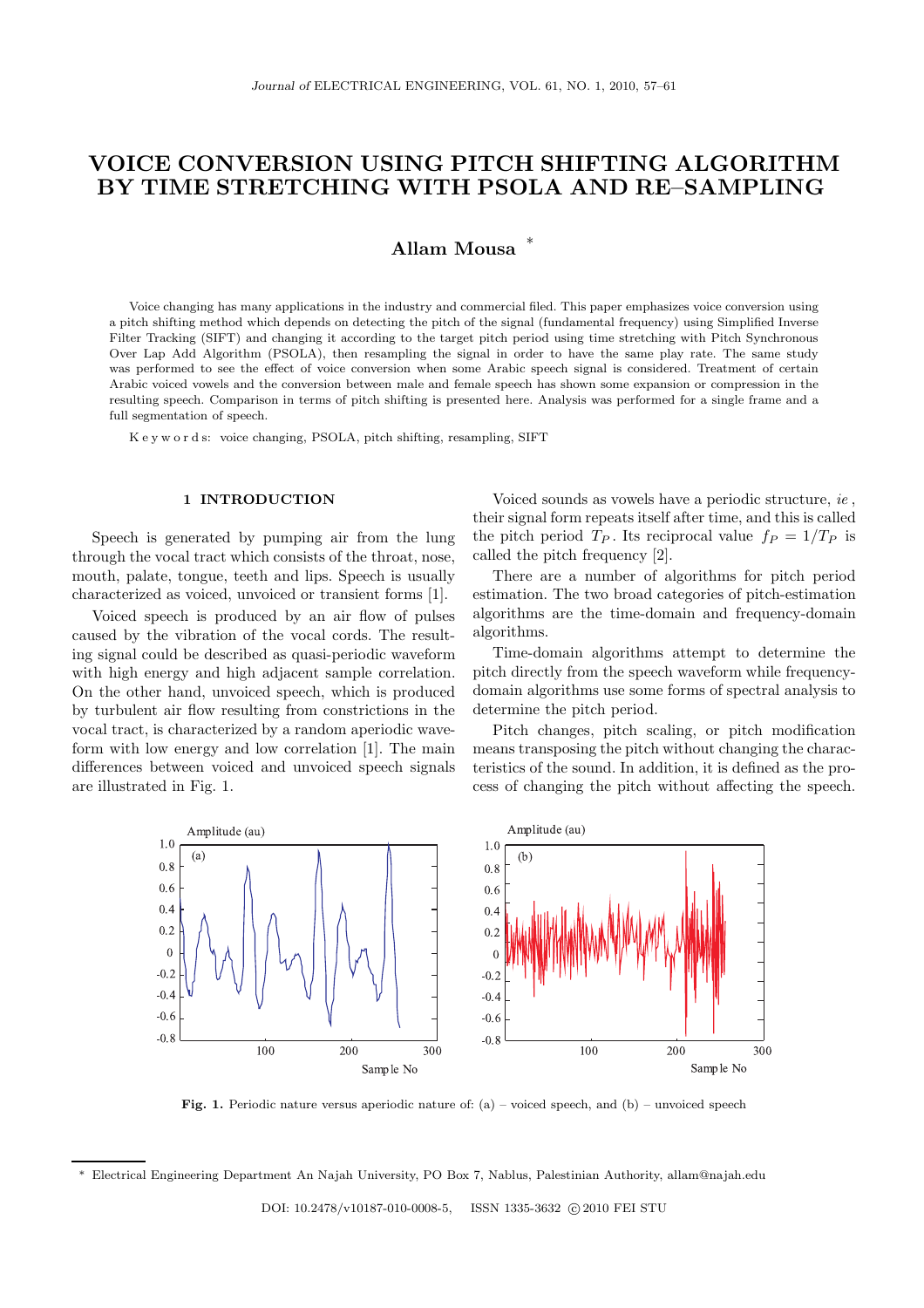# VOICE CONVERSION USING PITCH SHIFTING ALGORITHM BY TIME STRETCHING WITH PSOLA AND RE–SAMPLING

**Allam Mousa** *

Voice changing has many applications in the industry and commercial filed. This paper emphasizes voice conversion using a pitch shifting method which depends on detecting the pitch of the signal (fundamental frequency) using Simplified Inverse Filter Tracking (SIFT) and changing it according to the target pitch period using time stretching with Pitch Synchronous Over Lap Add Algorithm (PSOLA), then resampling the signal in order to have the same play rate. The same study was performed to see the effect of voice conversion when some Arabic speech signal is considered. Treatment of certain Arabic voiced vowels and the conversion between male and female speech has shown some expansion or compression in the resulting speech. Comparison in terms of pitch shifting is presented here. Analysis was performed for a single frame and a full segmentation of speech.

Keywords: voice changing, PSOLA, pitch shifting, resampling, SIFT

## 1 INTRODUCTION

Speech is generated by pumping air from the lung through the vocal tract which consists of the throat, nose, mouth, palate, tongue, teeth and lips. Speech is usually characterized as voiced, unvoiced or transient forms [1].

Voiced speech is produced by an air flow of pulses caused by the vibration of the vocal cords. The resulting signal could be described as quasi-periodic waveform with high energy and high adjacent sample correlation. On the other hand, unvoiced speech, which is produced by turbulent air flow resulting from constrictions in the vocal tract, is characterized by a random aperiodic waveform with low energy and low correlation [1]. The main differences between voiced and unvoiced speech signals are illustrated in Fig. 1.

Voiced sounds as vowels have a periodic structure, *ie*, their signal form repeats itself after time, and this is called the pitch period $T_P$. Its reciprocal value $f_P = 1/T_P$ is called the pitch frequency [2].

There are a number of algorithms for pitch period estimation. The two broad categories of pitch-estimation algorithms are the time-domain and frequency-domain algorithms.

Time-domain algorithms attempt to determine the pitch directly from the speech waveform while frequency-domain algorithms use some forms of spectral analysis to determine the pitch period.

Pitch changes, pitch scaling, or pitch modification means transposing the pitch without changing the characteristics of the sound. In addition, it is defined as the process of changing the pitch without affecting the speech.

**Fig. 1.** Periodic nature versus aperiodic nature of: (a) – voiced speech, and (b) – unvoiced speech

* Electrical Engineering Department An Najah University, PO Box 7, Nablus, Palestinian Authority, allam@najah.edu

DOI: 10.2478/v10187-010-0008-5, ISSN 1335-3632 © 2010 FEI STU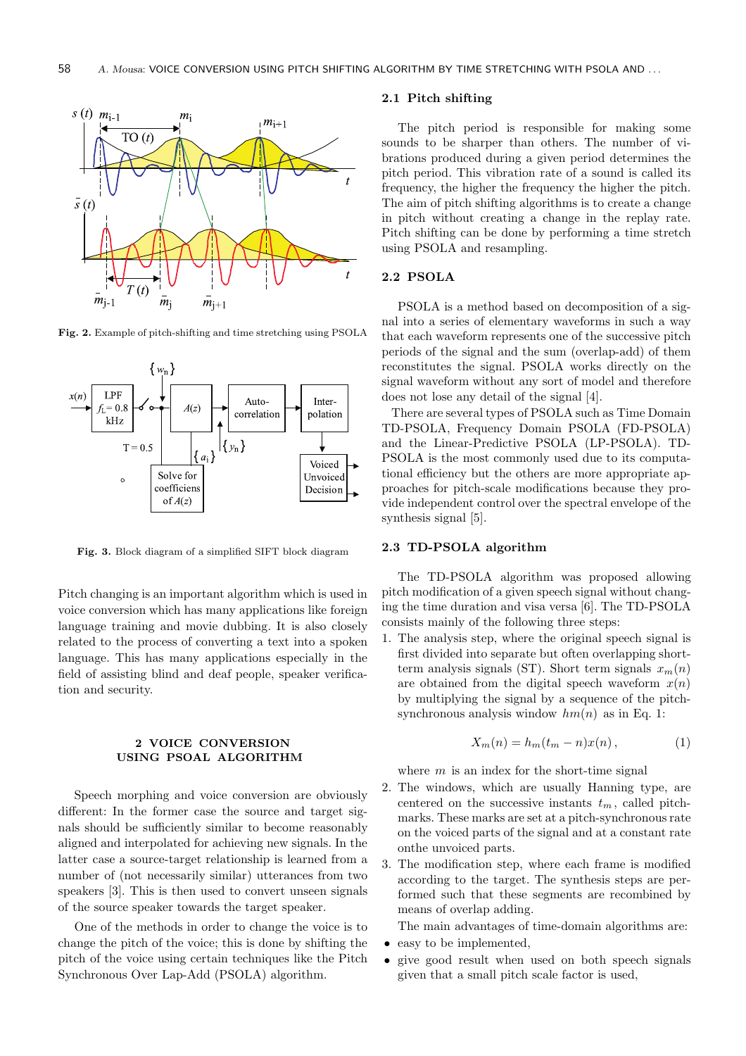Fig. 2. Example of pitch-shifting and time stretching using PSOLA

Fig. 3. Block diagram of a simplified SIFT block diagram

Pitch changing is an important algorithm which is used in voice conversion which has many applications like foreign language training and movie dubbing. It is also closely related to the process of converting a text into a spoken language. This has many applications especially in the field of assisting blind and deaf people, speaker verification and security.

## 2 VOICE CONVERSION USING PSOAL ALGORITHM

Speech morphing and voice conversion are obviously different: In the former case the source and target signals should be sufficiently similar to become reasonably aligned and interpolated for achieving new signals. In the latter case a source-target relationship is learned from a number of (not necessarily similar) utterances from two speakers [3]. This is then used to convert unseen signals of the source speaker towards the target speaker.

One of the methods in order to change the voice is to change the pitch of the voice; this is done by shifting the pitch of the voice using certain techniques like the Pitch Synchronous Over Lap-Add (PSOLA) algorithm.

### 2.1 Pitch shifting

The pitch period is responsible for making some sounds to be sharper than others. The number of vibrations produced during a given period determines the pitch period. This vibration rate of a sound is called its frequency, the higher the frequency the higher the pitch. The aim of pitch shifting algorithms is to create a change in pitch without creating a change in the replay rate. Pitch shifting can be done by performing a time stretch using PSOLA and resampling.

### 2.2 PSOLA

PSOLA is a method based on decomposition of a signal into a series of elementary waveforms in such a way that each waveform represents one of the successive pitch periods of the signal and the sum (overlap-add) of them reconstitutes the signal. PSOLA works directly on the signal waveform without any sort of model and therefore does not lose any detail of the signal [4].

There are several types of PSOLA such as Time Domain TD-PSOLA, Frequency Domain PSOLA (FD-PSOLA) and the Linear-Predictive PSOLA (LP-PSOLA). TD-PSOLA is the most commonly used due to its computational efficiency but the others are more appropriate approaches for pitch-scale modifications because they provide independent control over the spectral envelope of the synthesis signal [5].

### 2.3 TD-PSOLA algorithm

The TD-PSOLA algorithm was proposed allowing pitch modification of a given speech signal without changing the time duration and visa versa [6]. The TD-PSOLA consists mainly of the following three steps:

1. The analysis step, where the original speech signal is first divided into separate but often overlapping short-term analysis signals (ST). Short term signals $x_m(n)$ are obtained from the digital speech waveform $x(n)$ by multiplying the signal by a sequence of the pitch-synchronous analysis window $hm(n)$ as in Eq. 1:

$$X_m(n) = h_m(t_m - n)x(n)\,, \qquad (1)$$

   where $m$ is an index for the short-time signal
2. The windows, which are usually Hanning type, are centered on the successive instants $t_m$, called pitch-marks. These marks are set at a pitch-synchronous rate on the voiced parts of the signal and at a constant rate onthe unvoiced parts.
3. The modification step, where each frame is modified according to the target. The synthesis steps are performed such that these segments are recombined by means of overlap adding.

   The main advantages of time-domain algorithms are:

- easy to be implemented,
- give good result when used on both speech signals given that a small pitch scale factor is used,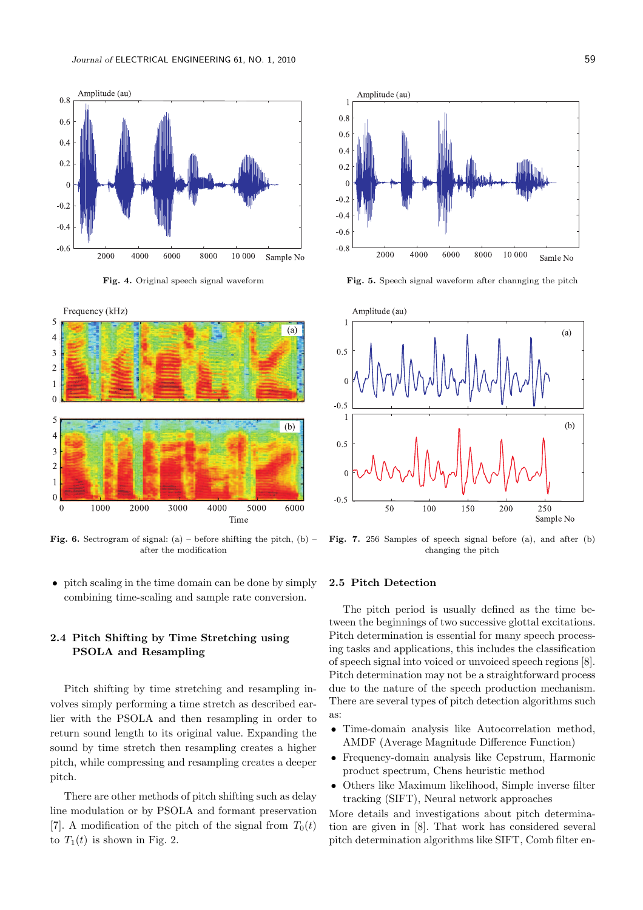Fig. 4. Original speech signal waveform

Fig. 5. Speech signal waveform after channging the pitch

Fig. 6. Sectrogram of signal: (a) – before shifting the pitch, (b) – after the modification

Fig. 7. 256 Samples of speech signal before (a), and after (b) changing the pitch

- pitch scaling in the time domain can be done by simply combining time-scaling and sample rate conversion.

### 2.4 Pitch Shifting by Time Stretching using PSOLA and Resampling

Pitch shifting by time stretching and resampling involves simply performing a time stretch as described earlier with the PSOLA and then resampling in order to return sound length to its original value. Expanding the sound by time stretch then resampling creates a higher pitch, while compressing and resampling creates a deeper pitch.

There are other methods of pitch shifting such as delay line modulation or by PSOLA and formant preservation [7]. A modification of the pitch of the signal from $T_0(t)$ to $T_1(t)$ is shown in Fig. 2.

### 2.5 Pitch Detection

The pitch period is usually defined as the time between the beginnings of two successive glottal excitations. Pitch determination is essential for many speech processing tasks and applications, this includes the classification of speech signal into voiced or unvoiced speech regions [8]. Pitch determination may not be a straightforward process due to the nature of the speech production mechanism. There are several types of pitch detection algorithms such as:

- Time-domain analysis like Autocorrelation method, AMDF (Average Magnitude Difference Function)
- Frequency-domain analysis like Cepstrum, Harmonic product spectrum, Chens heuristic method
- Others like Maximum likelihood, Simple inverse filter tracking (SIFT), Neural network approaches

More details and investigations about pitch determination are given in [8]. That work has considered several pitch determination algorithms like SIFT, Comb filter en-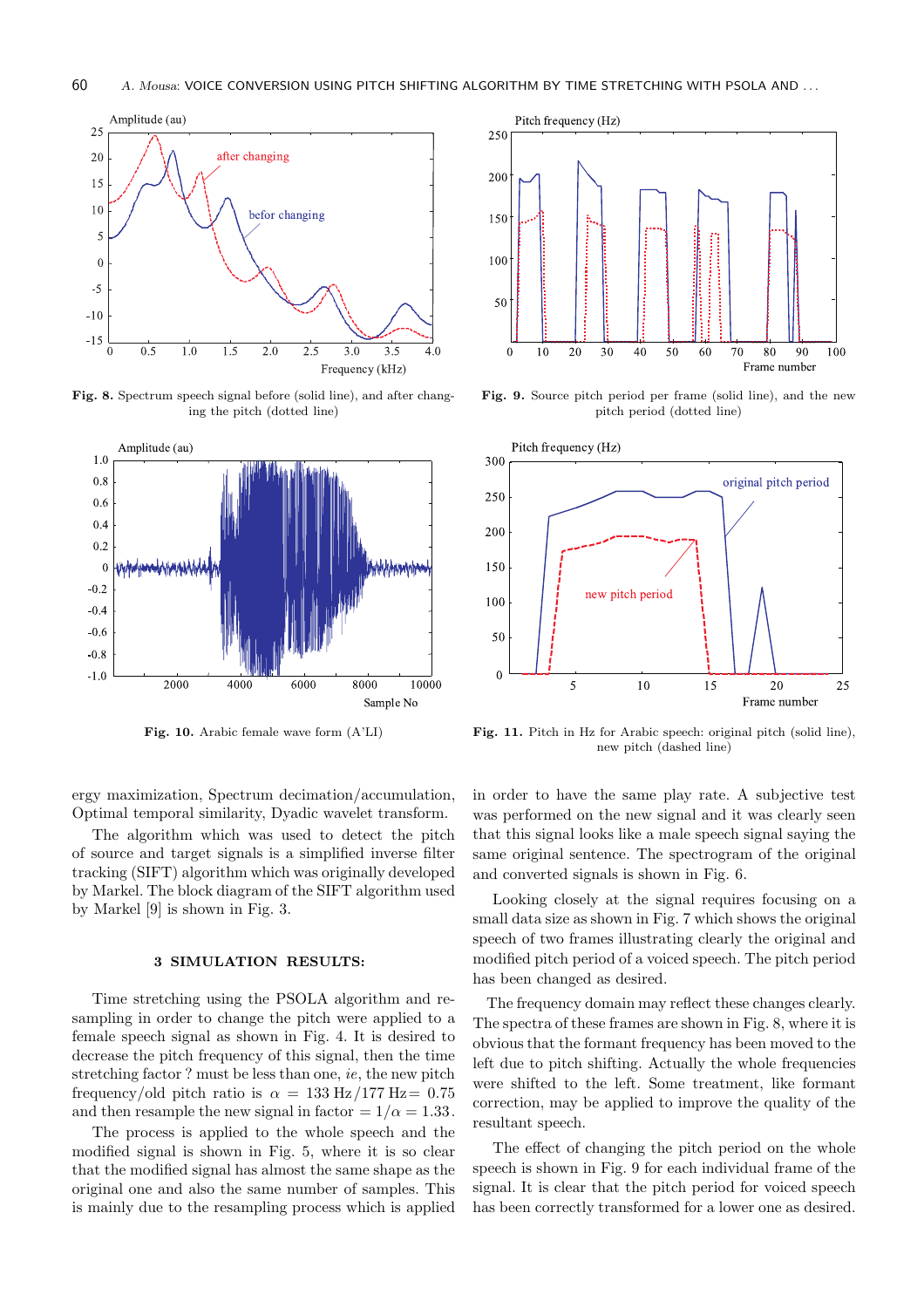Fig. 8. Spectrum speech signal before (solid line), and after changing the pitch (dotted line)

Fig. 9. Source pitch period per frame (solid line), and the new pitch period (dotted line)

Fig. 10. Arabic female wave form (A'LI)

Fig. 11. Pitch in Hz for Arabic speech: original pitch (solid line), new pitch (dashed line)

ergy maximization, Spectrum decimation/accumulation, Optimal temporal similarity, Dyadic wavelet transform.

The algorithm which was used to detect the pitch of source and target signals is a simplified inverse filter tracking (SIFT) algorithm which was originally developed by Markel. The block diagram of the SIFT algorithm used by Markel [9] is shown in Fig. 3.

### 3 SIMULATION RESULTS:

Time stretching using the PSOLA algorithm and resampling in order to change the pitch were applied to a female speech signal as shown in Fig. 4. It is desired to decrease the pitch frequency of this signal, then the time stretching factor ? must be less than one, *ie*, the new pitch frequency/old pitch ratio is $\alpha = 133\,\text{Hz}/177\,\text{Hz} = 0.75$ and then resample the new signal in factor $= 1/\alpha = 1.33$.

The process is applied to the whole speech and the modified signal is shown in Fig. 5, where it is so clear that the modified signal has almost the same shape as the original one and also the same number of samples. This is mainly due to the resampling process which is applied in order to have the same play rate. A subjective test was performed on the new signal and it was clearly seen that this signal looks like a male speech signal saying the same original sentence. The spectrogram of the original and converted signals is shown in Fig. 6.

Looking closely at the signal requires focusing on a small data size as shown in Fig. 7 which shows the original speech of two frames illustrating clearly the original and modified pitch period of a voiced speech. The pitch period has been changed as desired.

The frequency domain may reflect these changes clearly. The spectra of these frames are shown in Fig. 8, where it is obvious that the formant frequency has been moved to the left due to pitch shifting. Actually the whole frequencies were shifted to the left. Some treatment, like formant correction, may be applied to improve the quality of the resultant speech.

The effect of changing the pitch period on the whole speech is shown in Fig. 9 for each individual frame of the signal. It is clear that the pitch period for voiced speech has been correctly transformed for a lower one as desired.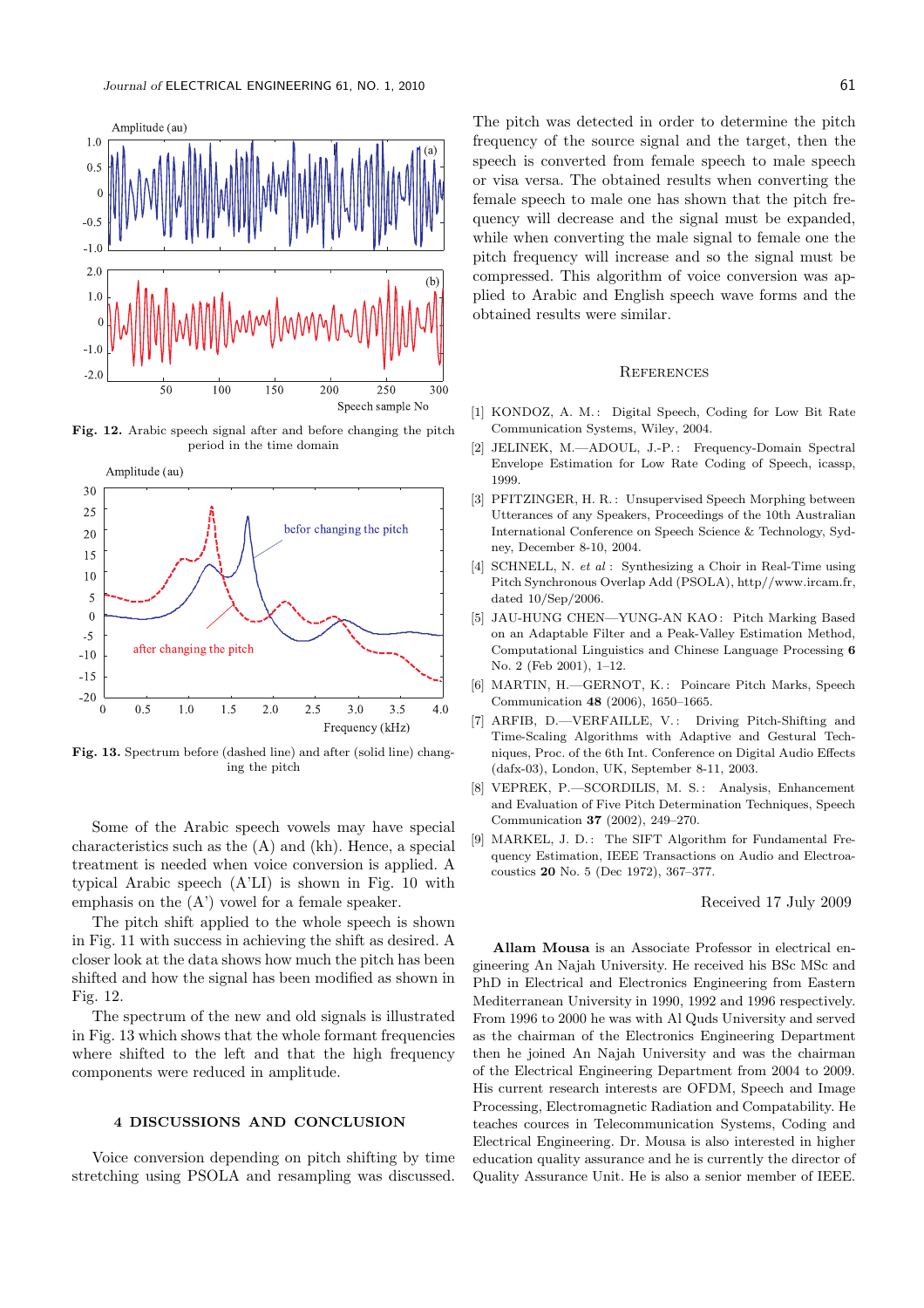Amplitude (au)

1.0 0.5 0 -0.5 -1.0 (a)

2.0 1.0 0 -1.0 -2.0 (b)

50 100 150 200 250 300

Speech sample No

**Fig. 12.** Arabic speech signal after and before changing the pitch period in the time domain

Amplitude (au)

30 25 20 15 10 5 0 -5 -10 -15 -20

befor changing the pitch

after changing the pitch

0 0.5 1.0 1.5 2.0 2.5 3.0 3.5 4.0

Frequency (kHz)

**Fig. 13.** Spectrum before (dashed line) and after (solid line) changing the pitch

Some of the Arabic speech vowels may have special characteristics such as the (A) and (kh). Hence, a special treatment is needed when voice conversion is applied. A typical Arabic speech (A'LI) is shown in Fig. 10 with emphasis on the (A') vowel for a female speaker.

The pitch shift applied to the whole speech is shown in Fig. 11 with success in achieving the shift as desired. A closer look at the data shows how much the pitch has been shifted and how the signal has been modified as shown in Fig. 12.

The spectrum of the new and old signals is illustrated in Fig. 13 which shows that the whole formant frequencies where shifted to the left and that the high frequency components were reduced in amplitude.

## 4 DISCUSSIONS AND CONCLUSION

Voice conversion depending on pitch shifting by time stretching using PSOLA and resampling was discussed. The pitch was detected in order to determine the pitch frequency of the source signal and the target, then the speech is converted from female speech to male speech or visa versa. The obtained results when converting the female speech to male one has shown that the pitch frequency will decrease and the signal must be expanded, while when converting the male signal to female one the pitch frequency will increase and so the signal must be compressed. This algorithm of voice conversion was applied to Arabic and English speech wave forms and the obtained results were similar.

## References

[1] KONDOZ, A. M.: Digital Speech, Coding for Low Bit Rate Communication Systems, Wiley, 2004.

[2] JELINEK, M.—ADOUL, J.-P.: Frequency-Domain Spectral Envelope Estimation for Low Rate Coding of Speech, icassp, 1999.

[3] PFITZINGER, H. R.: Unsupervised Speech Morphing between Utterances of any Speakers, Proceedings of the 10th Australian International Conference on Speech Science & Technology, Sydney, December 8-10, 2004.

[4] SCHNELL, N. *et al*: Synthesizing a Choir in Real-Time using Pitch Synchronous Overlap Add (PSOLA), http//www.ircam.fr, dated 10/Sep/2006.

[5] JAU-HUNG CHEN—YUNG-AN KAO: Pitch Marking Based on an Adaptable Filter and a Peak-Valley Estimation Method, Computational Linguistics and Chinese Language Processing **6** No. 2 (Feb 2001), 1–12.

[6] MARTIN, H.—GERNOT, K.: Poincare Pitch Marks, Speech Communication **48** (2006), 1650–1665.

[7] ARFIB, D.—VERFAILLE, V.: Driving Pitch-Shifting and Time-Scaling Algorithms with Adaptive and Gestural Techniques, Proc. of the 6th Int. Conference on Digital Audio Effects (dafx-03), London, UK, September 8-11, 2003.

[8] VEPREK, P.—SCORDILIS, M. S.: Analysis, Enhancement and Evaluation of Five Pitch Determination Techniques, Speech Communication **37** (2002), 249–270.

[9] MARKEL, J. D.: The SIFT Algorithm for Fundamental Frequency Estimation, IEEE Transactions on Audio and Electroacoustics **20** No. 5 (Dec 1972), 367–377.

Received 17 July 2009

**Allam Mousa** is an Associate Professor in electrical engineering An Najah University. He received his BSc MSc and PhD in Electrical and Electronics Engineering from Eastern Mediterranean University in 1990, 1992 and 1996 respectively. From 1996 to 2000 he was with Al Quds University and served as the chairman of the Electronics Engineering Department then he joined An Najah University and was the chairman of the Electrical Engineering Department from 2004 to 2009. His current research interests are OFDM, Speech and Image Processing, Electromagnetic Radiation and Compatability. He teaches cources in Telecommunication Systems, Coding and Electrical Engineering. Dr. Mousa is also interested in higher education quality assurance and he is currently the director of Quality Assurance Unit. He is also a senior member of IEEE.